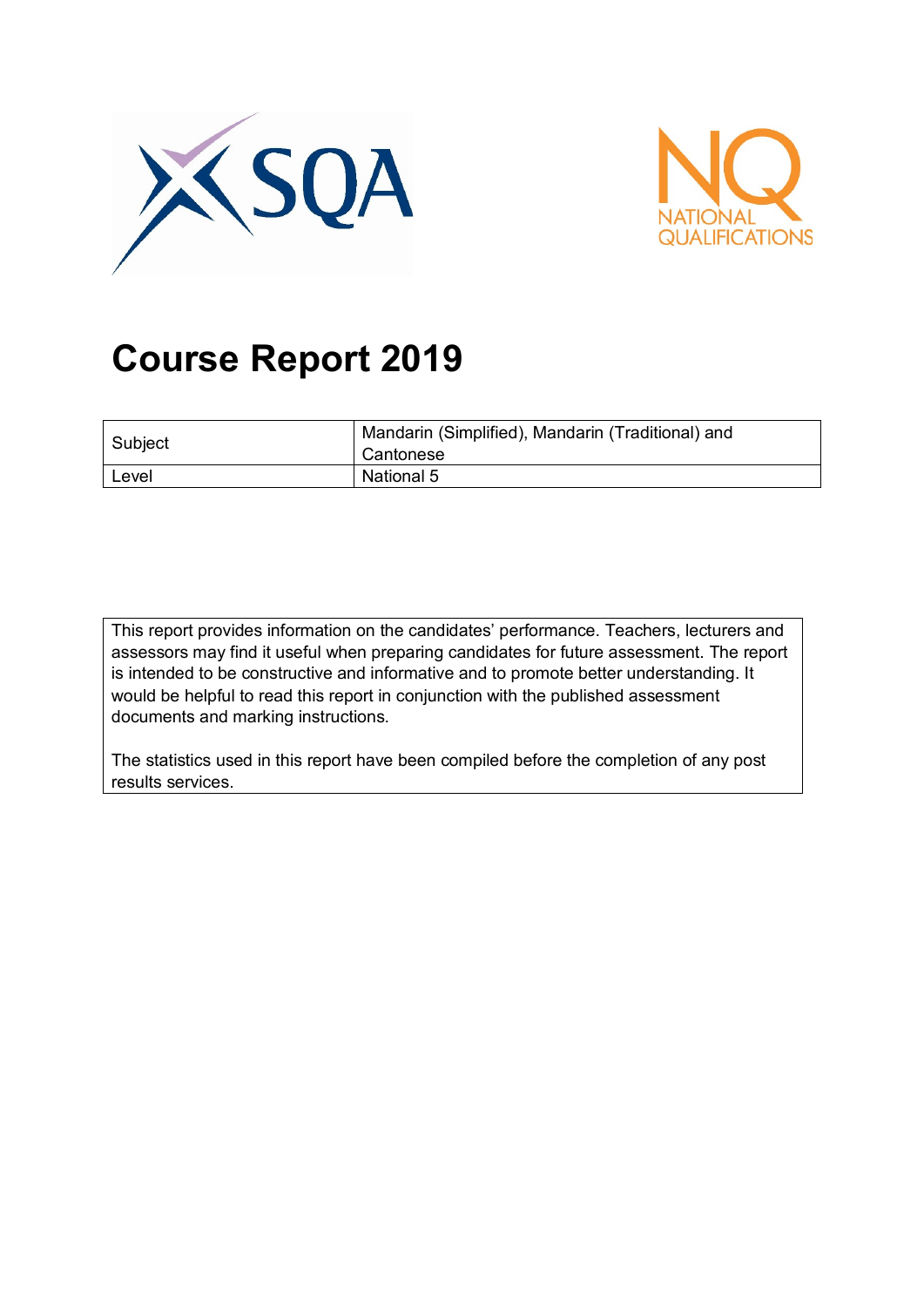# Course Report 2019

| Subject | Mandarin (Simplified), Mandarin (Traditional) and Cantonese |
|---|---|
| Level | National 5 |

This report provides information on the candidates' performance. Teachers, lecturers and assessors may find it useful when preparing candidates for future assessment. The report is intended to be constructive and informative and to promote better understanding. It would be helpful to read this report in conjunction with the published assessment documents and marking instructions.

The statistics used in this report have been compiled before the completion of any post results services.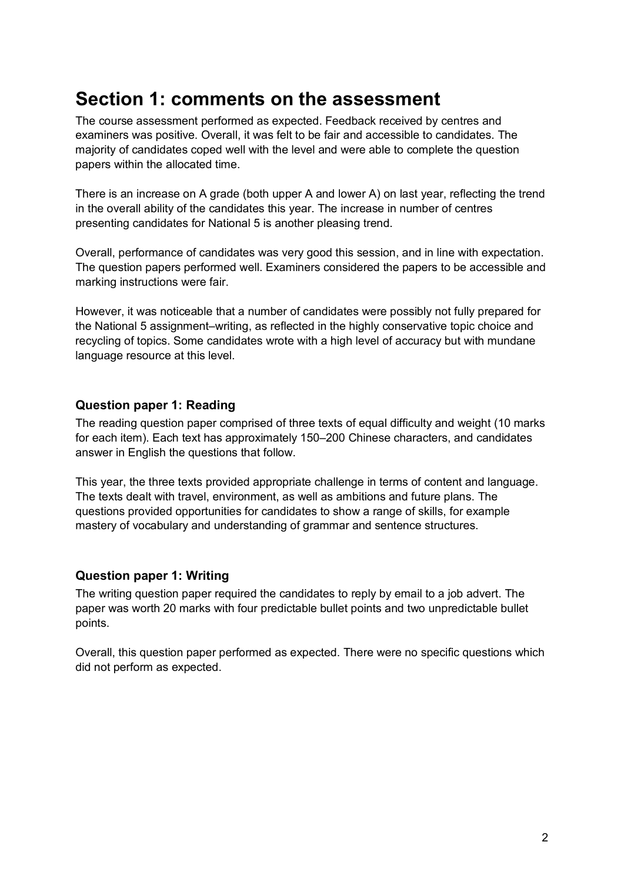# Section 1: comments on the assessment

The course assessment performed as expected. Feedback received by centres and examiners was positive. Overall, it was felt to be fair and accessible to candidates. The majority of candidates coped well with the level and were able to complete the question papers within the allocated time.

There is an increase on A grade (both upper A and lower A) on last year, reflecting the trend in the overall ability of the candidates this year. The increase in number of centres presenting candidates for National 5 is another pleasing trend.

Overall, performance of candidates was very good this session, and in line with expectation. The question papers performed well. Examiners considered the papers to be accessible and marking instructions were fair.

However, it was noticeable that a number of candidates were possibly not fully prepared for the National 5 assignment–writing, as reflected in the highly conservative topic choice and recycling of topics. Some candidates wrote with a high level of accuracy but with mundane language resource at this level.

### Question paper 1: Reading

The reading question paper comprised of three texts of equal difficulty and weight (10 marks for each item). Each text has approximately 150–200 Chinese characters, and candidates answer in English the questions that follow.

This year, the three texts provided appropriate challenge in terms of content and language. The texts dealt with travel, environment, as well as ambitions and future plans. The questions provided opportunities for candidates to show a range of skills, for example mastery of vocabulary and understanding of grammar and sentence structures.

### Question paper 1: Writing

The writing question paper required the candidates to reply by email to a job advert. The paper was worth 20 marks with four predictable bullet points and two unpredictable bullet points.

Overall, this question paper performed as expected. There were no specific questions which did not perform as expected.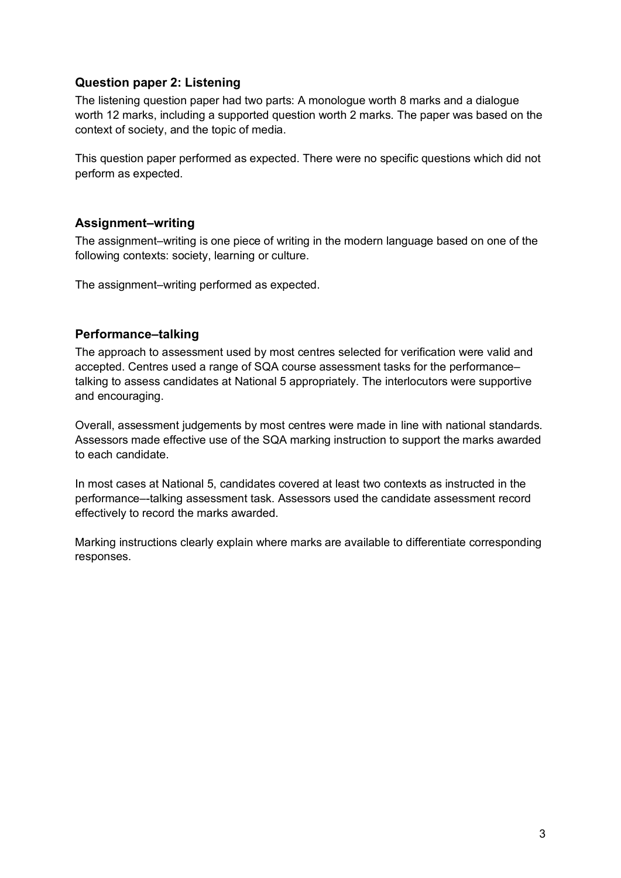### Question paper 2: Listening

The listening question paper had two parts: A monologue worth 8 marks and a dialogue worth 12 marks, including a supported question worth 2 marks. The paper was based on the context of society, and the topic of media.

This question paper performed as expected. There were no specific questions which did not perform as expected.

### Assignment–writing

The assignment–writing is one piece of writing in the modern language based on one of the following contexts: society, learning or culture.

The assignment–writing performed as expected.

### Performance–talking

The approach to assessment used by most centres selected for verification were valid and accepted. Centres used a range of SQA course assessment tasks for the performance–talking to assess candidates at National 5 appropriately. The interlocutors were supportive and encouraging.

Overall, assessment judgements by most centres were made in line with national standards. Assessors made effective use of the SQA marking instruction to support the marks awarded to each candidate.

In most cases at National 5, candidates covered at least two contexts as instructed in the performance–-talking assessment task. Assessors used the candidate assessment record effectively to record the marks awarded.

Marking instructions clearly explain where marks are available to differentiate corresponding responses.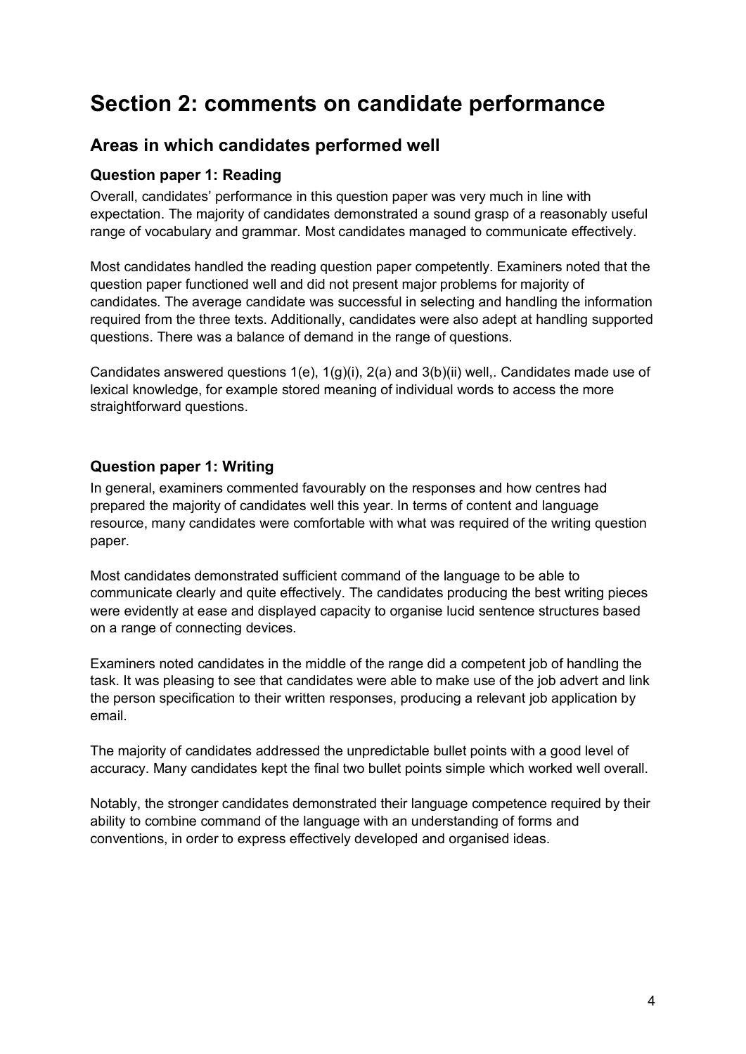# Section 2: comments on candidate performance

## Areas in which candidates performed well

### Question paper 1: Reading

Overall, candidates' performance in this question paper was very much in line with expectation. The majority of candidates demonstrated a sound grasp of a reasonably useful range of vocabulary and grammar. Most candidates managed to communicate effectively.

Most candidates handled the reading question paper competently. Examiners noted that the question paper functioned well and did not present major problems for majority of candidates. The average candidate was successful in selecting and handling the information required from the three texts. Additionally, candidates were also adept at handling supported questions. There was a balance of demand in the range of questions.

Candidates answered questions 1(e), 1(g)(i), 2(a) and 3(b)(ii) well,. Candidates made use of lexical knowledge, for example stored meaning of individual words to access the more straightforward questions.

### Question paper 1: Writing

In general, examiners commented favourably on the responses and how centres had prepared the majority of candidates well this year. In terms of content and language resource, many candidates were comfortable with what was required of the writing question paper.

Most candidates demonstrated sufficient command of the language to be able to communicate clearly and quite effectively. The candidates producing the best writing pieces were evidently at ease and displayed capacity to organise lucid sentence structures based on a range of connecting devices.

Examiners noted candidates in the middle of the range did a competent job of handling the task. It was pleasing to see that candidates were able to make use of the job advert and link the person specification to their written responses, producing a relevant job application by email.

The majority of candidates addressed the unpredictable bullet points with a good level of accuracy. Many candidates kept the final two bullet points simple which worked well overall.

Notably, the stronger candidates demonstrated their language competence required by their ability to combine command of the language with an understanding of forms and conventions, in order to express effectively developed and organised ideas.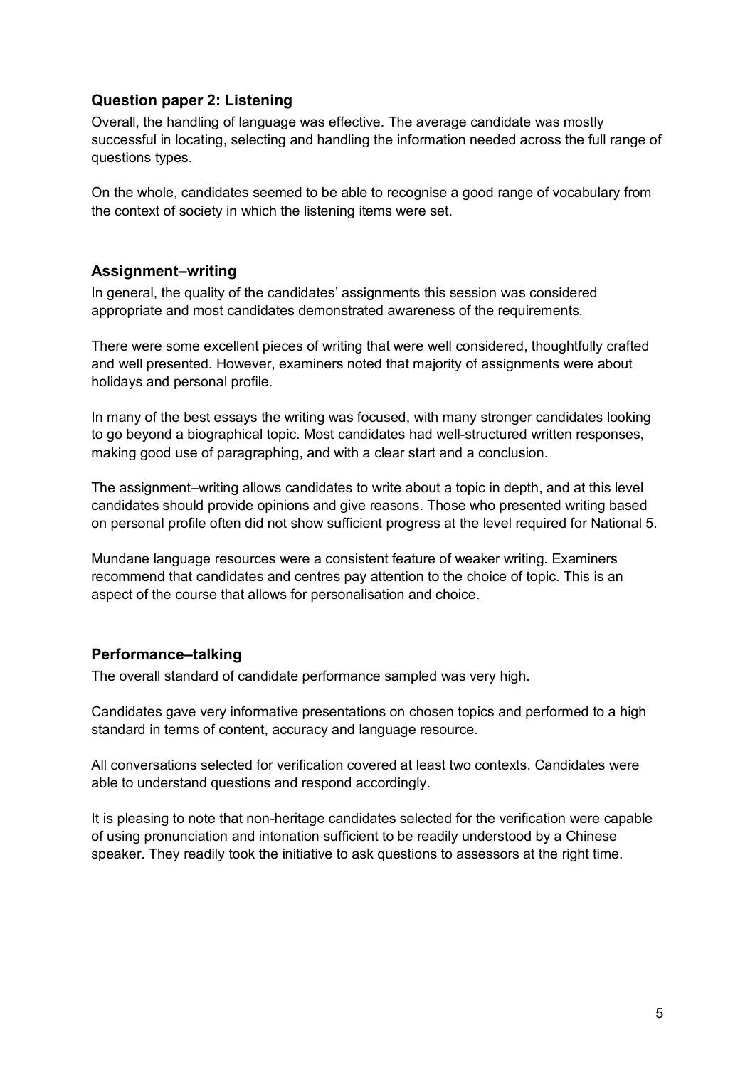### Question paper 2: Listening

Overall, the handling of language was effective. The average candidate was mostly successful in locating, selecting and handling the information needed across the full range of questions types.

On the whole, candidates seemed to be able to recognise a good range of vocabulary from the context of society in which the listening items were set.

### Assignment–writing

In general, the quality of the candidates' assignments this session was considered appropriate and most candidates demonstrated awareness of the requirements.

There were some excellent pieces of writing that were well considered, thoughtfully crafted and well presented. However, examiners noted that majority of assignments were about holidays and personal profile.

In many of the best essays the writing was focused, with many stronger candidates looking to go beyond a biographical topic. Most candidates had well-structured written responses, making good use of paragraphing, and with a clear start and a conclusion.

The assignment–writing allows candidates to write about a topic in depth, and at this level candidates should provide opinions and give reasons. Those who presented writing based on personal profile often did not show sufficient progress at the level required for National 5.

Mundane language resources were a consistent feature of weaker writing. Examiners recommend that candidates and centres pay attention to the choice of topic. This is an aspect of the course that allows for personalisation and choice.

### Performance–talking

The overall standard of candidate performance sampled was very high.

Candidates gave very informative presentations on chosen topics and performed to a high standard in terms of content, accuracy and language resource.

All conversations selected for verification covered at least two contexts. Candidates were able to understand questions and respond accordingly.

It is pleasing to note that non-heritage candidates selected for the verification were capable of using pronunciation and intonation sufficient to be readily understood by a Chinese speaker. They readily took the initiative to ask questions to assessors at the right time.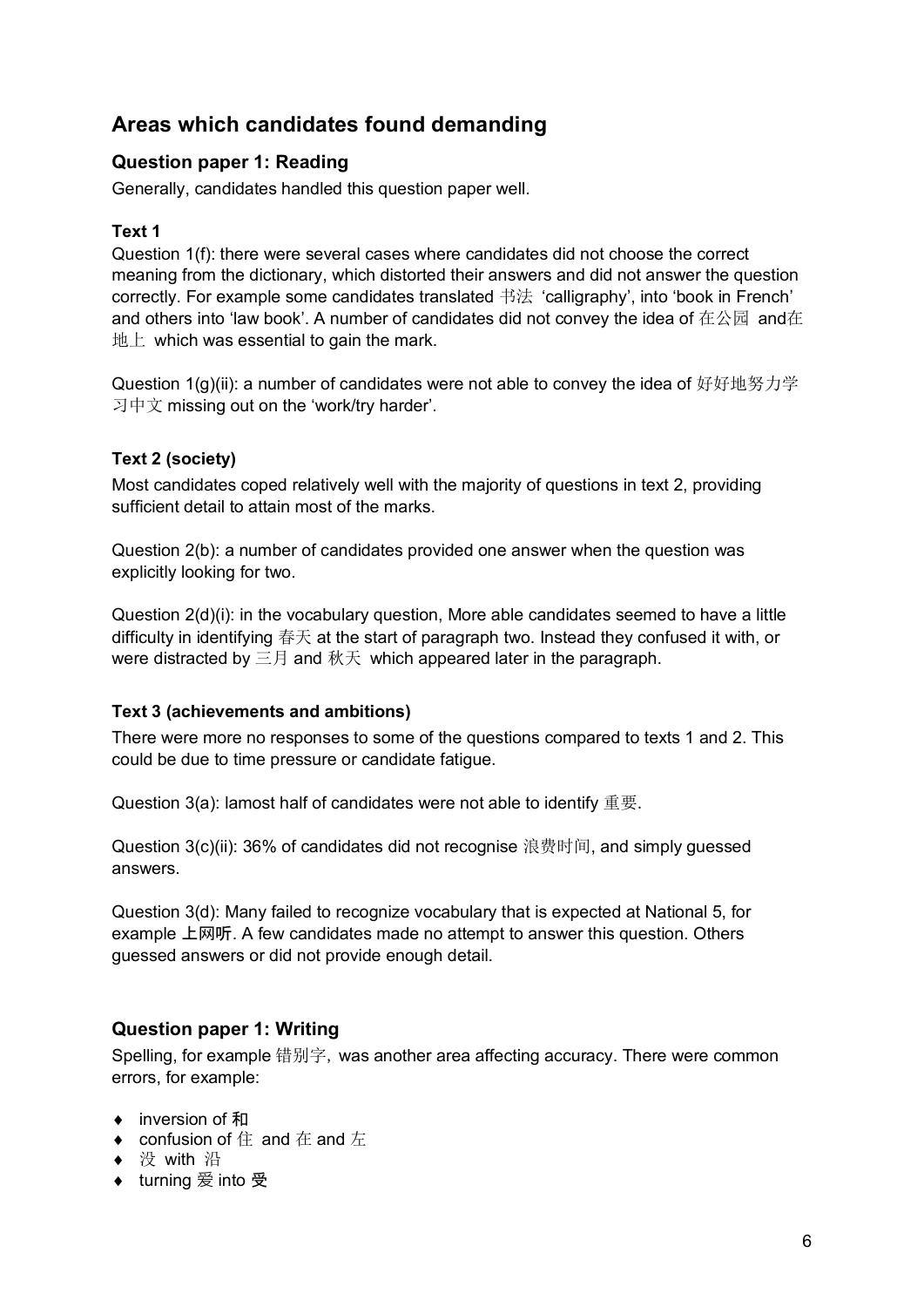## Areas which candidates found demanding

### Question paper 1: Reading

Generally, candidates handled this question paper well.

**Text 1**

Question 1(f): there were several cases where candidates did not choose the correct meaning from the dictionary, which distorted their answers and did not answer the question correctly. For example some candidates translated 书法 'calligraphy', into 'book in French' and others into 'law book'. A number of candidates did not convey the idea of 在公园 and在地上 which was essential to gain the mark.

Question 1(g)(ii): a number of candidates were not able to convey the idea of 好好地努力学习中文 missing out on the 'work/try harder'.

**Text 2 (society)**

Most candidates coped relatively well with the majority of questions in text 2, providing sufficient detail to attain most of the marks.

Question 2(b): a number of candidates provided one answer when the question was explicitly looking for two.

Question 2(d)(i): in the vocabulary question, More able candidates seemed to have a little difficulty in identifying 春天 at the start of paragraph two. Instead they confused it with, or were distracted by 三月 and 秋天 which appeared later in the paragraph.

**Text 3 (achievements and ambitions)**

There were more no responses to some of the questions compared to texts 1 and 2. This could be due to time pressure or candidate fatigue.

Question 3(a): lamost half of candidates were not able to identify 重要.

Question 3(c)(ii): 36% of candidates did not recognise 浪费时间, and simply guessed answers.

Question 3(d): Many failed to recognize vocabulary that is expected at National 5, for example 上网听. A few candidates made no attempt to answer this question. Others guessed answers or did not provide enough detail.

### Question paper 1: Writing

Spelling, for example 错别字, was another area affecting accuracy. There were common errors, for example:

- inversion of 和
- confusion of 住 and 在 and 左
- 没 with 沿
- turning 爱 into 受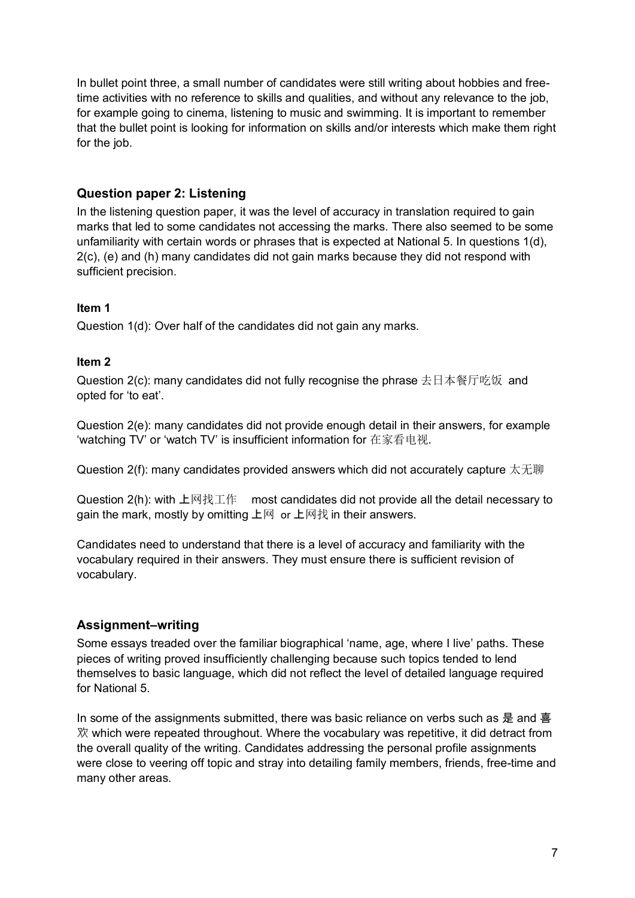In bullet point three, a small number of candidates were still writing about hobbies and free-time activities with no reference to skills and qualities, and without any relevance to the job, for example going to cinema, listening to music and swimming. It is important to remember that the bullet point is looking for information on skills and/or interests which make them right for the job.

## Question paper 2: Listening

In the listening question paper, it was the level of accuracy in translation required to gain marks that led to some candidates not accessing the marks. There also seemed to be some unfamiliarity with certain words or phrases that is expected at National 5. In questions 1(d), 2(c), (e) and (h) many candidates did not gain marks because they did not respond with sufficient precision.

### Item 1

Question 1(d): Over half of the candidates did not gain any marks.

### Item 2

Question 2(c): many candidates did not fully recognise the phrase 去日本餐厅吃饭 and opted for 'to eat'.

Question 2(e): many candidates did not provide enough detail in their answers, for example 'watching TV' or 'watch TV' is insufficient information for 在家看电视.

Question 2(f): many candidates provided answers which did not accurately capture 太无聊

Question 2(h): with 上网找工作 most candidates did not provide all the detail necessary to gain the mark, mostly by omitting 上网 or 上网找 in their answers.

Candidates need to understand that there is a level of accuracy and familiarity with the vocabulary required in their answers. They must ensure there is sufficient revision of vocabulary.

## Assignment–writing

Some essays treaded over the familiar biographical 'name, age, where I live' paths. These pieces of writing proved insufficiently challenging because such topics tended to lend themselves to basic language, which did not reflect the level of detailed language required for National 5.

In some of the assignments submitted, there was basic reliance on verbs such as 是 and 喜欢 which were repeated throughout. Where the vocabulary was repetitive, it did detract from the overall quality of the writing. Candidates addressing the personal profile assignments were close to veering off topic and stray into detailing family members, friends, free-time and many other areas.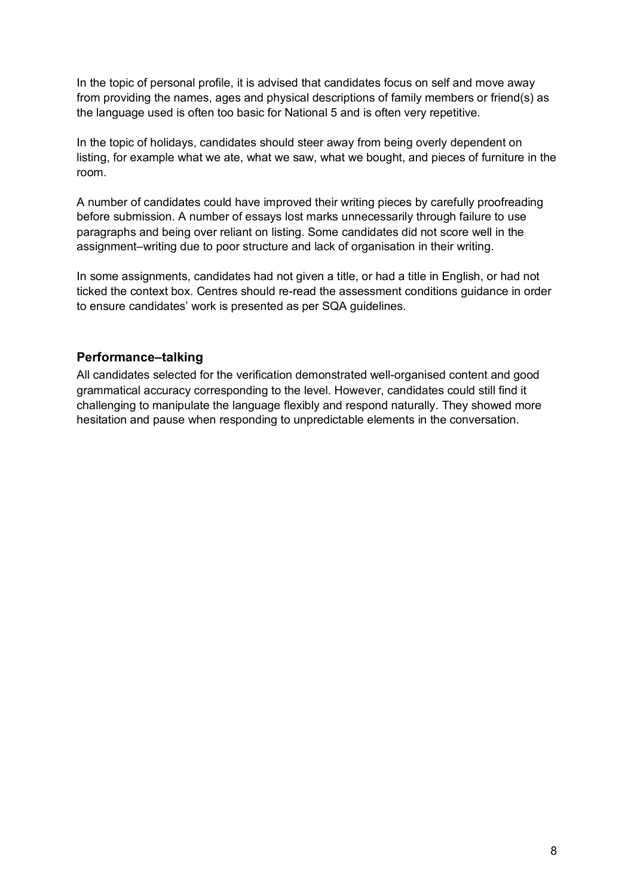In the topic of personal profile, it is advised that candidates focus on self and move away from providing the names, ages and physical descriptions of family members or friend(s) as the language used is often too basic for National 5 and is often very repetitive.

In the topic of holidays, candidates should steer away from being overly dependent on listing, for example what we ate, what we saw, what we bought, and pieces of furniture in the room.

A number of candidates could have improved their writing pieces by carefully proofreading before submission. A number of essays lost marks unnecessarily through failure to use paragraphs and being over reliant on listing. Some candidates did not score well in the assignment–writing due to poor structure and lack of organisation in their writing.

In some assignments, candidates had not given a title, or had a title in English, or had not ticked the context box. Centres should re-read the assessment conditions guidance in order to ensure candidates' work is presented as per SQA guidelines.

### Performance–talking

All candidates selected for the verification demonstrated well-organised content and good grammatical accuracy corresponding to the level. However, candidates could still find it challenging to manipulate the language flexibly and respond naturally. They showed more hesitation and pause when responding to unpredictable elements in the conversation.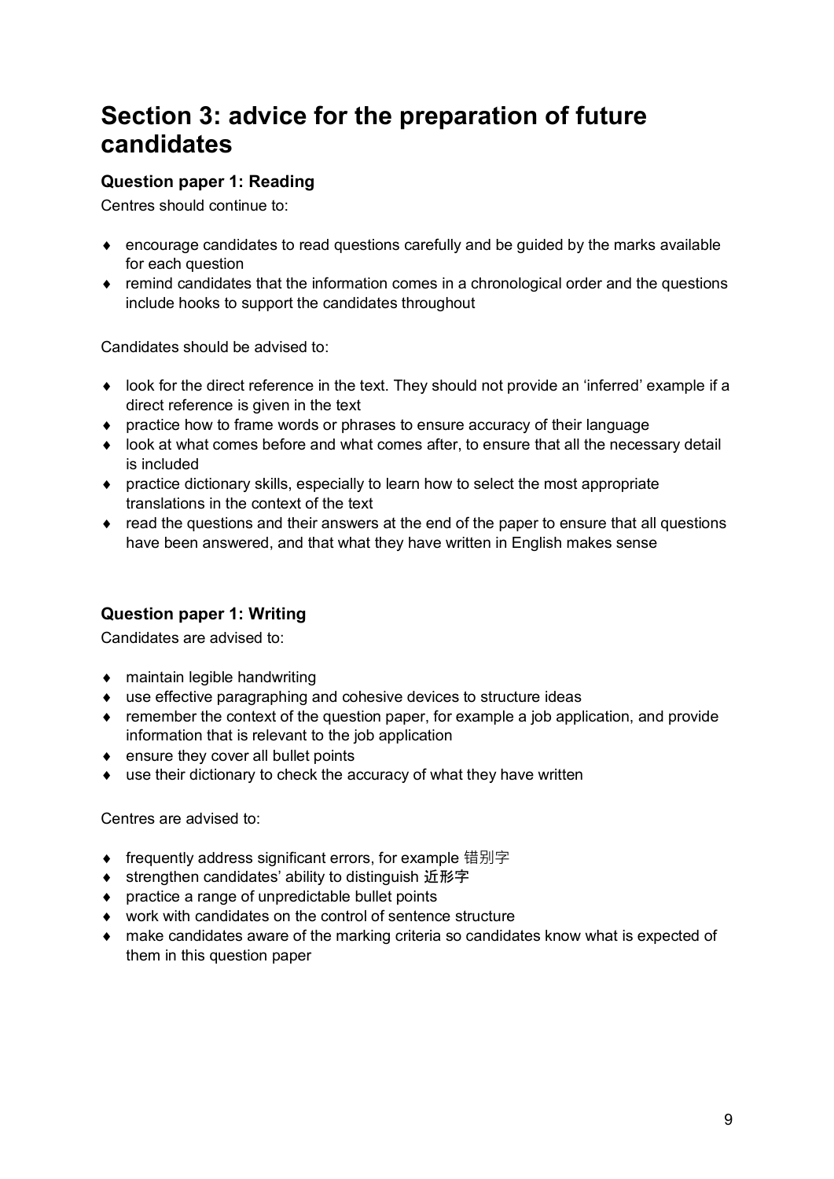# Section 3: advice for the preparation of future candidates

### Question paper 1: Reading

Centres should continue to:

- encourage candidates to read questions carefully and be guided by the marks available for each question
- remind candidates that the information comes in a chronological order and the questions include hooks to support the candidates throughout

Candidates should be advised to:

- look for the direct reference in the text. They should not provide an 'inferred' example if a direct reference is given in the text
- practice how to frame words or phrases to ensure accuracy of their language
- look at what comes before and what comes after, to ensure that all the necessary detail is included
- practice dictionary skills, especially to learn how to select the most appropriate translations in the context of the text
- read the questions and their answers at the end of the paper to ensure that all questions have been answered, and that what they have written in English makes sense

### Question paper 1: Writing

Candidates are advised to:

- maintain legible handwriting
- use effective paragraphing and cohesive devices to structure ideas
- remember the context of the question paper, for example a job application, and provide information that is relevant to the job application
- ensure they cover all bullet points
- use their dictionary to check the accuracy of what they have written

Centres are advised to:

- frequently address significant errors, for example 错别字
- strengthen candidates' ability to distinguish 近形字
- practice a range of unpredictable bullet points
- work with candidates on the control of sentence structure
- make candidates aware of the marking criteria so candidates know what is expected of them in this question paper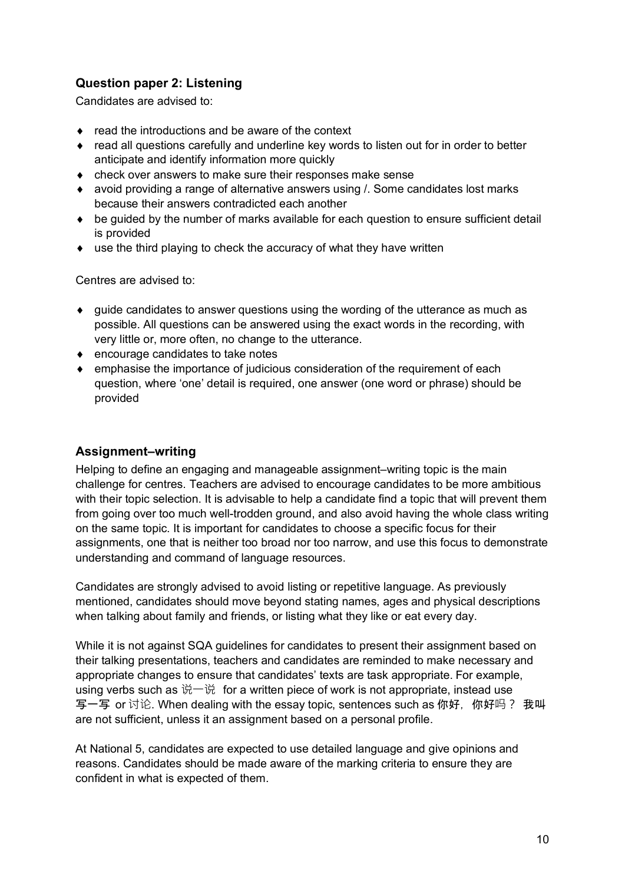### Question paper 2: Listening

Candidates are advised to:

- read the introductions and be aware of the context
- read all questions carefully and underline key words to listen out for in order to better anticipate and identify information more quickly
- check over answers to make sure their responses make sense
- avoid providing a range of alternative answers using /. Some candidates lost marks because their answers contradicted each another
- be guided by the number of marks available for each question to ensure sufficient detail is provided
- use the third playing to check the accuracy of what they have written

Centres are advised to:

- guide candidates to answer questions using the wording of the utterance as much as possible. All questions can be answered using the exact words in the recording, with very little or, more often, no change to the utterance.
- encourage candidates to take notes
- emphasise the importance of judicious consideration of the requirement of each question, where 'one' detail is required, one answer (one word or phrase) should be provided

### Assignment–writing

Helping to define an engaging and manageable assignment–writing topic is the main challenge for centres. Teachers are advised to encourage candidates to be more ambitious with their topic selection. It is advisable to help a candidate find a topic that will prevent them from going over too much well-trodden ground, and also avoid having the whole class writing on the same topic. It is important for candidates to choose a specific focus for their assignments, one that is neither too broad nor too narrow, and use this focus to demonstrate understanding and command of language resources.

Candidates are strongly advised to avoid listing or repetitive language. As previously mentioned, candidates should move beyond stating names, ages and physical descriptions when talking about family and friends, or listing what they like or eat every day.

While it is not against SQA guidelines for candidates to present their assignment based on their talking presentations, teachers and candidates are reminded to make necessary and appropriate changes to ensure that candidates' texts are task appropriate. For example, using verbs such as 说一说 for a written piece of work is not appropriate, instead use 写一写 or 讨论. When dealing with the essay topic, sentences such as 你好，你好吗？ 我叫 are not sufficient, unless it an assignment based on a personal profile.

At National 5, candidates are expected to use detailed language and give opinions and reasons. Candidates should be made aware of the marking criteria to ensure they are confident in what is expected of them.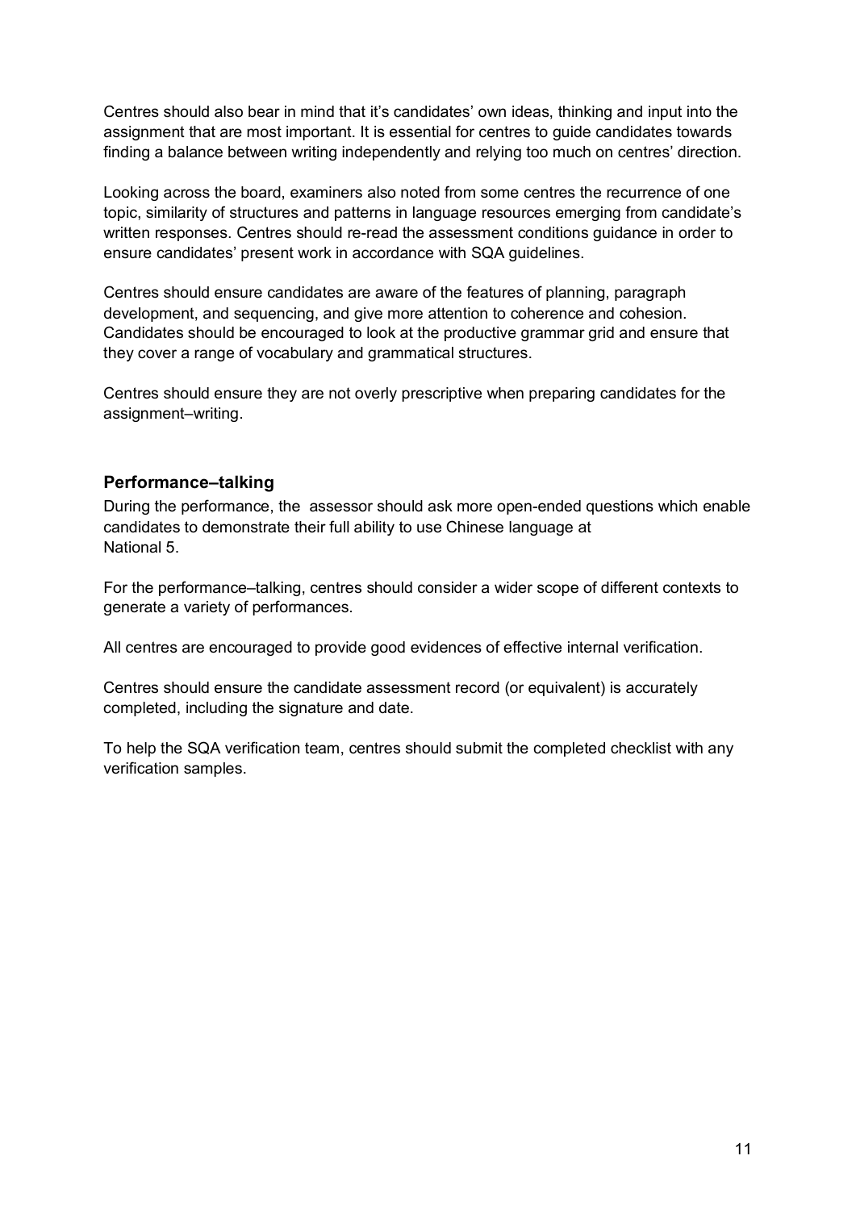Centres should also bear in mind that it's candidates' own ideas, thinking and input into the assignment that are most important. It is essential for centres to guide candidates towards finding a balance between writing independently and relying too much on centres' direction.

Looking across the board, examiners also noted from some centres the recurrence of one topic, similarity of structures and patterns in language resources emerging from candidate's written responses. Centres should re-read the assessment conditions guidance in order to ensure candidates' present work in accordance with SQA guidelines.

Centres should ensure candidates are aware of the features of planning, paragraph development, and sequencing, and give more attention to coherence and cohesion. Candidates should be encouraged to look at the productive grammar grid and ensure that they cover a range of vocabulary and grammatical structures.

Centres should ensure they are not overly prescriptive when preparing candidates for the assignment–writing.

### Performance–talking

During the performance, the assessor should ask more open-ended questions which enable candidates to demonstrate their full ability to use Chinese language at National 5.

For the performance–talking, centres should consider a wider scope of different contexts to generate a variety of performances.

All centres are encouraged to provide good evidences of effective internal verification.

Centres should ensure the candidate assessment record (or equivalent) is accurately completed, including the signature and date.

To help the SQA verification team, centres should submit the completed checklist with any verification samples.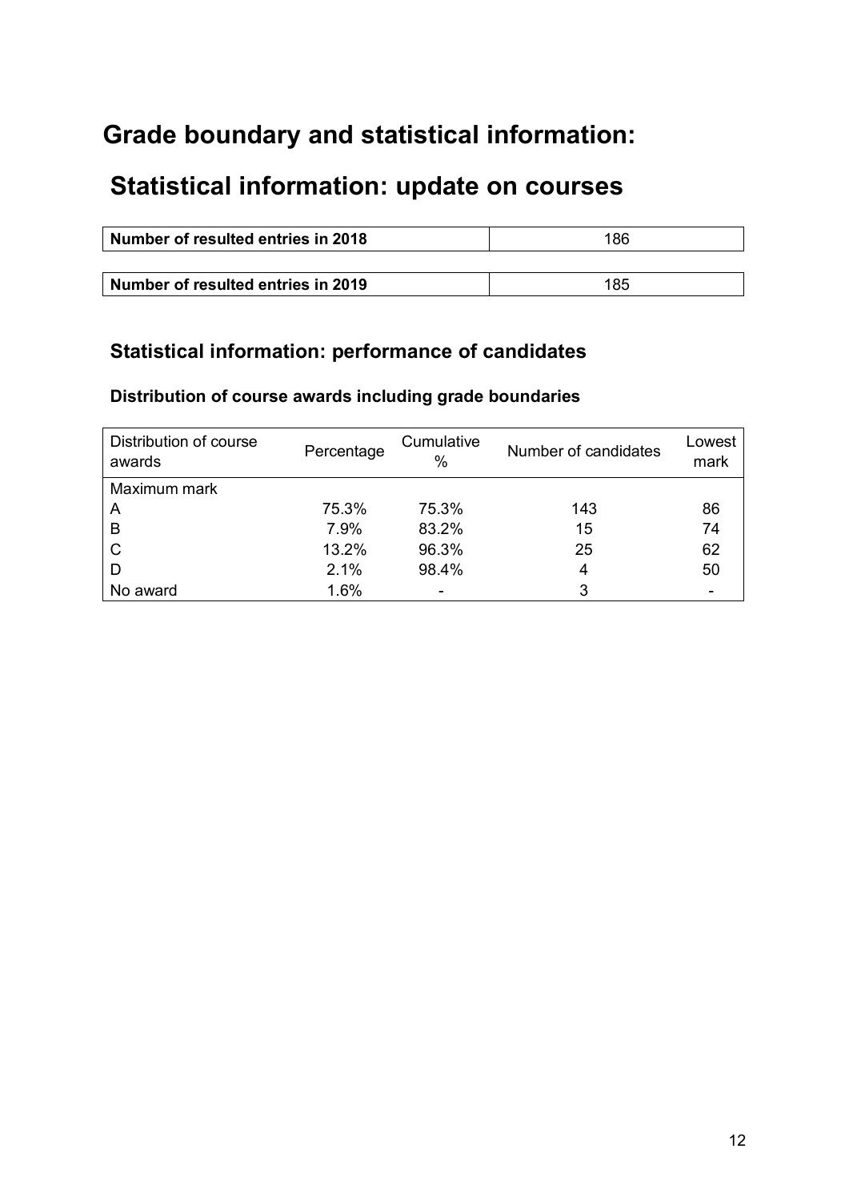# Grade boundary and statistical information:

## Statistical information: update on courses

| Number of resulted entries in 2018 | 186 |
| --- | --- |

| Number of resulted entries in 2019 | 185 |
| --- | --- |

### Statistical information: performance of candidates

#### Distribution of course awards including grade boundaries

| Distribution of course awards | Percentage | Cumulative % | Number of candidates | Lowest mark |
| --- | --- | --- | --- | --- |
| Maximum mark | | | | |
| A | 75.3% | 75.3% | 143 | 86 |
| B | 7.9% | 83.2% | 15 | 74 |
| C | 13.2% | 96.3% | 25 | 62 |
| D | 2.1% | 98.4% | 4 | 50 |
| No award | 1.6% | - | 3 | - |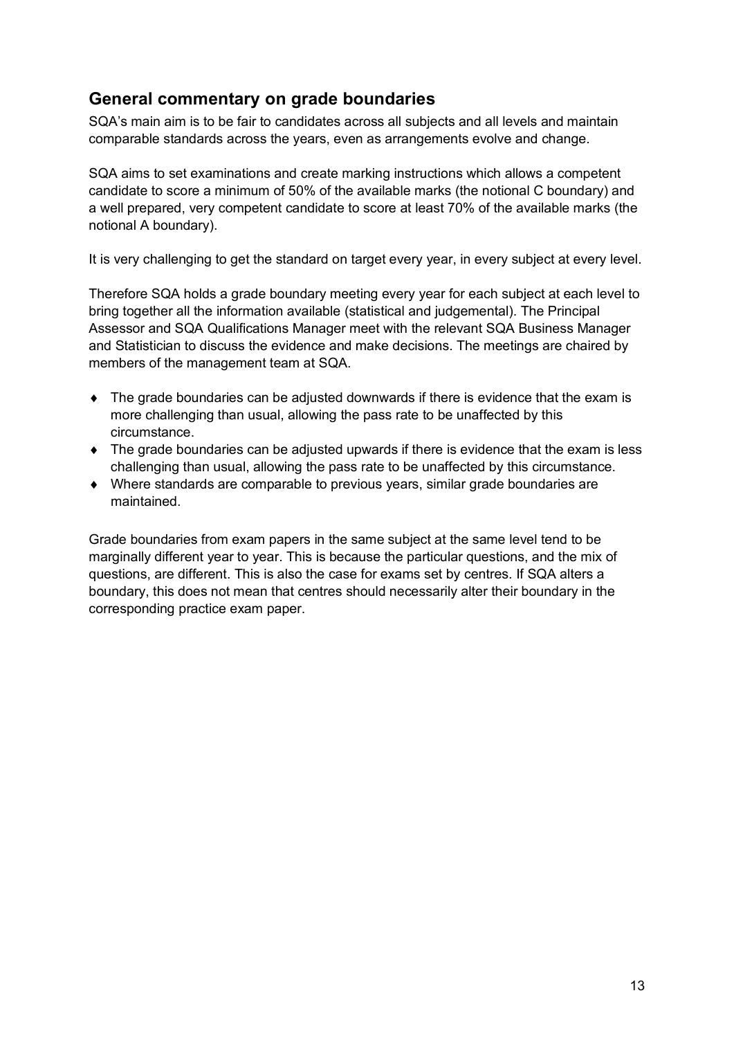## General commentary on grade boundaries

SQA's main aim is to be fair to candidates across all subjects and all levels and maintain comparable standards across the years, even as arrangements evolve and change.

SQA aims to set examinations and create marking instructions which allows a competent candidate to score a minimum of 50% of the available marks (the notional C boundary) and a well prepared, very competent candidate to score at least 70% of the available marks (the notional A boundary).

It is very challenging to get the standard on target every year, in every subject at every level.

Therefore SQA holds a grade boundary meeting every year for each subject at each level to bring together all the information available (statistical and judgemental). The Principal Assessor and SQA Qualifications Manager meet with the relevant SQA Business Manager and Statistician to discuss the evidence and make decisions. The meetings are chaired by members of the management team at SQA.

- The grade boundaries can be adjusted downwards if there is evidence that the exam is more challenging than usual, allowing the pass rate to be unaffected by this circumstance.
- The grade boundaries can be adjusted upwards if there is evidence that the exam is less challenging than usual, allowing the pass rate to be unaffected by this circumstance.
- Where standards are comparable to previous years, similar grade boundaries are maintained.

Grade boundaries from exam papers in the same subject at the same level tend to be marginally different year to year. This is because the particular questions, and the mix of questions, are different. This is also the case for exams set by centres. If SQA alters a boundary, this does not mean that centres should necessarily alter their boundary in the corresponding practice exam paper.